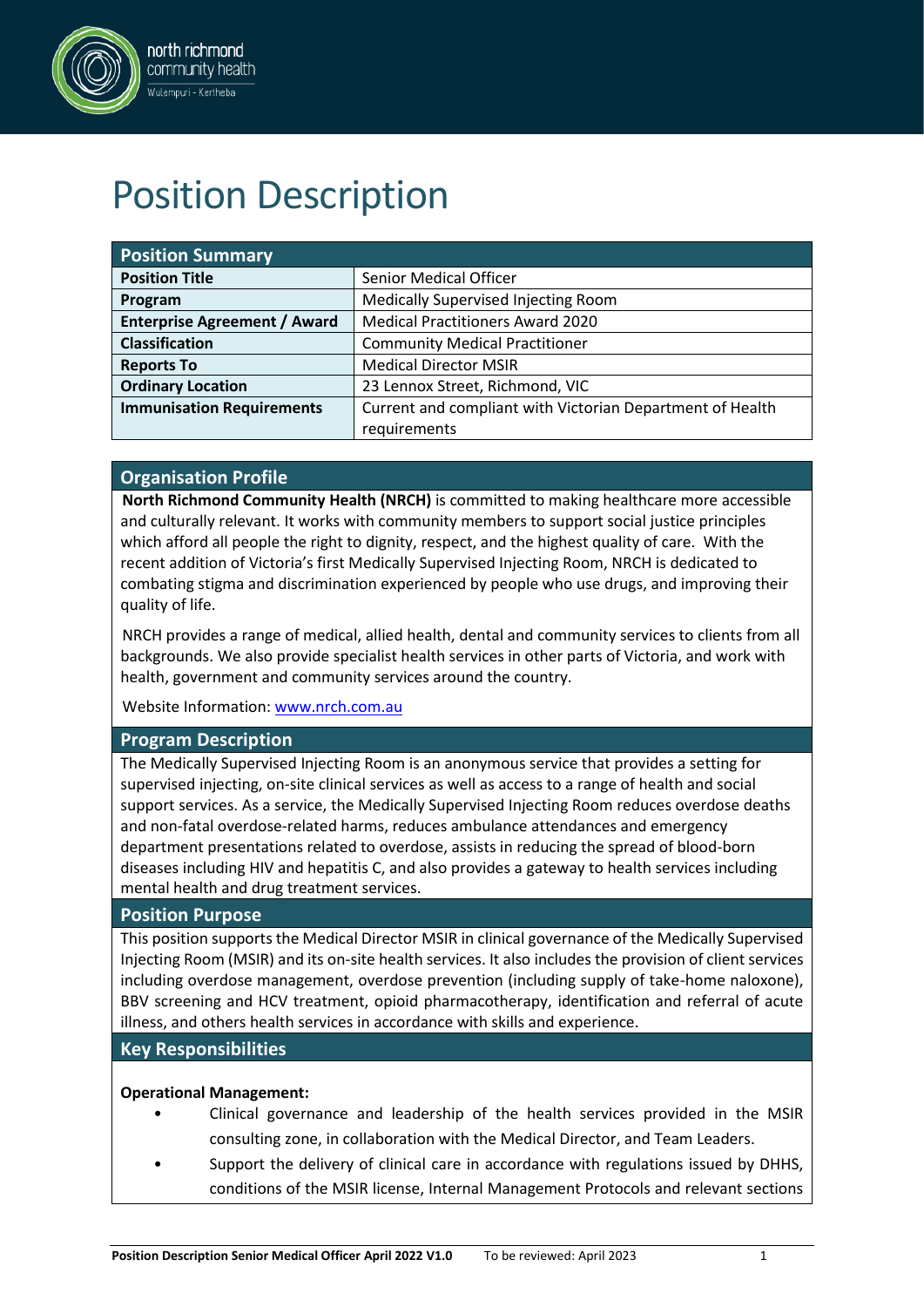# Position Description

| Position Summary | |
|---|---|
| **Position Title** | Senior Medical Officer |
| **Program** | Medically Supervised Injecting Room |
| **Enterprise Agreement / Award** | Medical Practitioners Award 2020 |
| **Classification** | Community Medical Practitioner |
| **Reports To** | Medical Director MSIR |
| **Ordinary Location** | 23 Lennox Street, Richmond, VIC |
| **Immunisation Requirements** | Current and compliant with Victorian Department of Health requirements |

## Organisation Profile

**North Richmond Community Health (NRCH)** is committed to making healthcare more accessible and culturally relevant. It works with community members to support social justice principles which afford all people the right to dignity, respect, and the highest quality of care. With the recent addition of Victoria's first Medically Supervised Injecting Room, NRCH is dedicated to combating stigma and discrimination experienced by people who use drugs, and improving their quality of life.

NRCH provides a range of medical, allied health, dental and community services to clients from all backgrounds. We also provide specialist health services in other parts of Victoria, and work with health, government and community services around the country.

Website Information: [www.nrch.com.au](www.nrch.com.au)

## Program Description

The Medically Supervised Injecting Room is an anonymous service that provides a setting for supervised injecting, on-site clinical services as well as access to a range of health and social support services. As a service, the Medically Supervised Injecting Room reduces overdose deaths and non-fatal overdose-related harms, reduces ambulance attendances and emergency department presentations related to overdose, assists in reducing the spread of blood-born diseases including HIV and hepatitis C, and also provides a gateway to health services including mental health and drug treatment services.

## Position Purpose

This position supports the Medical Director MSIR in clinical governance of the Medically Supervised Injecting Room (MSIR) and its on-site health services. It also includes the provision of client services including overdose management, overdose prevention (including supply of take-home naloxone), BBV screening and HCV treatment, opioid pharmacotherapy, identification and referral of acute illness, and others health services in accordance with skills and experience.

## Key Responsibilities

**Operational Management:**

- Clinical governance and leadership of the health services provided in the MSIR consulting zone, in collaboration with the Medical Director, and Team Leaders.
- Support the delivery of clinical care in accordance with regulations issued by DHHS, conditions of the MSIR license, Internal Management Protocols and relevant sections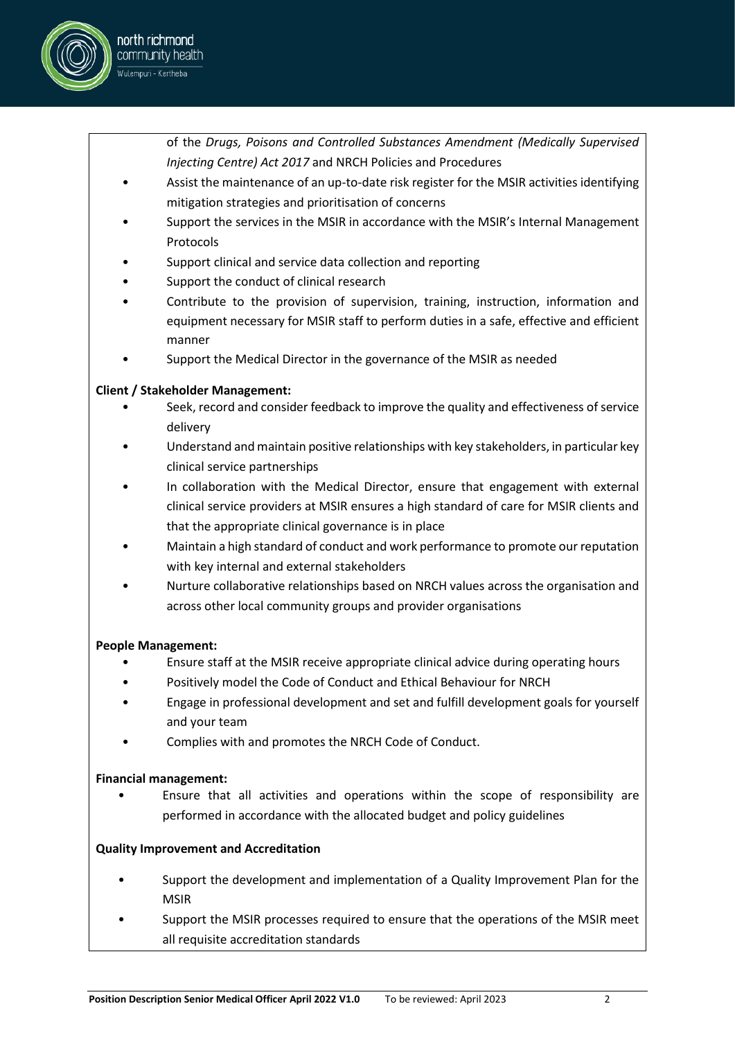of the *Drugs, Poisons and Controlled Substances Amendment (Medically Supervised Injecting Centre) Act 2017* and NRCH Policies and Procedures

- Assist the maintenance of an up-to-date risk register for the MSIR activities identifying mitigation strategies and prioritisation of concerns
- Support the services in the MSIR in accordance with the MSIR's Internal Management Protocols
- Support clinical and service data collection and reporting
- Support the conduct of clinical research
- Contribute to the provision of supervision, training, instruction, information and equipment necessary for MSIR staff to perform duties in a safe, effective and efficient manner
- Support the Medical Director in the governance of the MSIR as needed

**Client / Stakeholder Management:**

- Seek, record and consider feedback to improve the quality and effectiveness of service delivery
- Understand and maintain positive relationships with key stakeholders, in particular key clinical service partnerships
- In collaboration with the Medical Director, ensure that engagement with external clinical service providers at MSIR ensures a high standard of care for MSIR clients and that the appropriate clinical governance is in place
- Maintain a high standard of conduct and work performance to promote our reputation with key internal and external stakeholders
- Nurture collaborative relationships based on NRCH values across the organisation and across other local community groups and provider organisations

**People Management:**

- Ensure staff at the MSIR receive appropriate clinical advice during operating hours
- Positively model the Code of Conduct and Ethical Behaviour for NRCH
- Engage in professional development and set and fulfill development goals for yourself and your team
- Complies with and promotes the NRCH Code of Conduct.

**Financial management:**

- Ensure that all activities and operations within the scope of responsibility are performed in accordance with the allocated budget and policy guidelines

**Quality Improvement and Accreditation**

- Support the development and implementation of a Quality Improvement Plan for the MSIR
- Support the MSIR processes required to ensure that the operations of the MSIR meet all requisite accreditation standards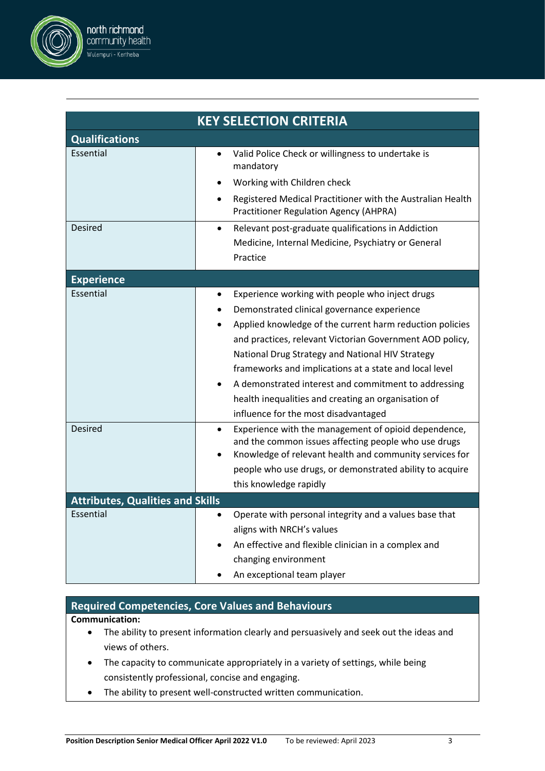## KEY SELECTION CRITERIA

| **Qualifications** | |
|---|---|
| Essential | • Valid Police Check or willingness to undertake is mandatory<br>• Working with Children check<br>• Registered Medical Practitioner with the Australian Health Practitioner Regulation Agency (AHPRA) |
| Desired | • Relevant post-graduate qualifications in Addiction Medicine, Internal Medicine, Psychiatry or General Practice |
| **Experience** | |
| Essential | • Experience working with people who inject drugs<br>• Demonstrated clinical governance experience<br>• Applied knowledge of the current harm reduction policies and practices, relevant Victorian Government AOD policy, National Drug Strategy and National HIV Strategy frameworks and implications at a state and local level<br>• A demonstrated interest and commitment to addressing health inequalities and creating an organisation of influence for the most disadvantaged |
| Desired | • Experience with the management of opioid dependence, and the common issues affecting people who use drugs<br>• Knowledge of relevant health and community services for people who use drugs, or demonstrated ability to acquire this knowledge rapidly |
| **Attributes, Qualities and Skills** | |
| Essential | • Operate with personal integrity and a values base that aligns with NRCH's values<br>• An effective and flexible clinician in a complex and changing environment<br>• An exceptional team player |

### Required Competencies, Core Values and Behaviours

**Communication:**

- The ability to present information clearly and persuasively and seek out the ideas and views of others.
- The capacity to communicate appropriately in a variety of settings, while being consistently professional, concise and engaging.
- The ability to present well-constructed written communication.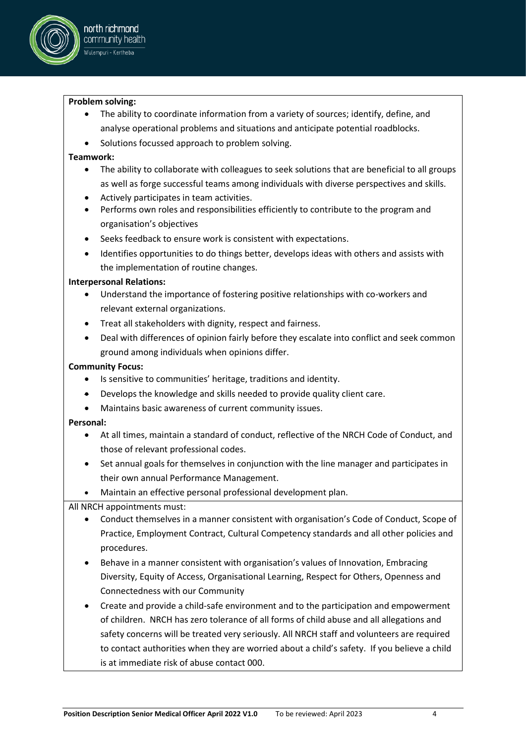**Problem solving:**

- The ability to coordinate information from a variety of sources; identify, define, and analyse operational problems and situations and anticipate potential roadblocks.
- Solutions focussed approach to problem solving.

**Teamwork:**

- The ability to collaborate with colleagues to seek solutions that are beneficial to all groups as well as forge successful teams among individuals with diverse perspectives and skills.
- Actively participates in team activities.
- Performs own roles and responsibilities efficiently to contribute to the program and organisation's objectives
- Seeks feedback to ensure work is consistent with expectations.
- Identifies opportunities to do things better, develops ideas with others and assists with the implementation of routine changes.

**Interpersonal Relations:**

- Understand the importance of fostering positive relationships with co-workers and relevant external organizations.
- Treat all stakeholders with dignity, respect and fairness.
- Deal with differences of opinion fairly before they escalate into conflict and seek common ground among individuals when opinions differ.

**Community Focus:**

- Is sensitive to communities' heritage, traditions and identity.
- Develops the knowledge and skills needed to provide quality client care.
- Maintains basic awareness of current community issues.

**Personal:**

- At all times, maintain a standard of conduct, reflective of the NRCH Code of Conduct, and those of relevant professional codes.
- Set annual goals for themselves in conjunction with the line manager and participates in their own annual Performance Management.
- Maintain an effective personal professional development plan.

All NRCH appointments must:

- Conduct themselves in a manner consistent with organisation's Code of Conduct, Scope of Practice, Employment Contract, Cultural Competency standards and all other policies and procedures.
- Behave in a manner consistent with organisation's values of Innovation, Embracing Diversity, Equity of Access, Organisational Learning, Respect for Others, Openness and Connectedness with our Community
- Create and provide a child-safe environment and to the participation and empowerment of children. NRCH has zero tolerance of all forms of child abuse and all allegations and safety concerns will be treated very seriously. All NRCH staff and volunteers are required to contact authorities when they are worried about a child's safety. If you believe a child is at immediate risk of abuse contact 000.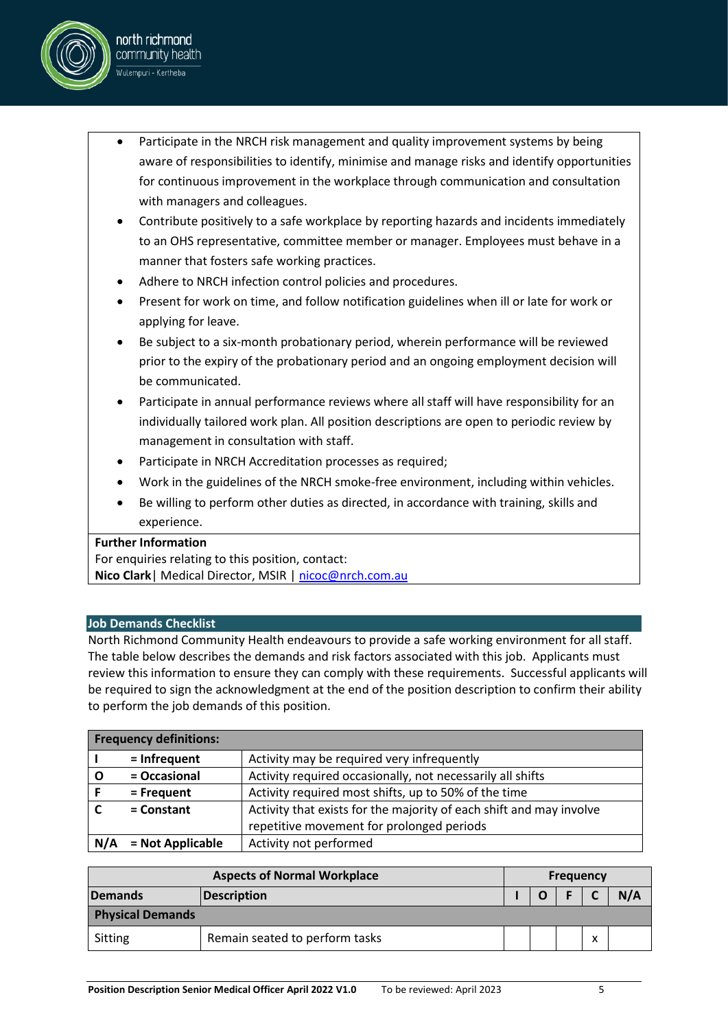- Participate in the NRCH risk management and quality improvement systems by being aware of responsibilities to identify, minimise and manage risks and identify opportunities for continuous improvement in the workplace through communication and consultation with managers and colleagues.
- Contribute positively to a safe workplace by reporting hazards and incidents immediately to an OHS representative, committee member or manager. Employees must behave in a manner that fosters safe working practices.
- Adhere to NRCH infection control policies and procedures.
- Present for work on time, and follow notification guidelines when ill or late for work or applying for leave.
- Be subject to a six-month probationary period, wherein performance will be reviewed prior to the expiry of the probationary period and an ongoing employment decision will be communicated.
- Participate in annual performance reviews where all staff will have responsibility for an individually tailored work plan. All position descriptions are open to periodic review by management in consultation with staff.
- Participate in NRCH Accreditation processes as required;
- Work in the guidelines of the NRCH smoke-free environment, including within vehicles.
- Be willing to perform other duties as directed, in accordance with training, skills and experience.

**Further Information**

For enquiries relating to this position, contact:

**Nico Clark**| Medical Director, MSIR | nicoc@nrch.com.au

## Job Demands Checklist

North Richmond Community Health endeavours to provide a safe working environment for all staff. The table below describes the demands and risk factors associated with this job. Applicants must review this information to ensure they can comply with these requirements. Successful applicants will be required to sign the acknowledgment at the end of the position description to confirm their ability to perform the job demands of this position.

| Frequency definitions: | | |
|---|---|---|
| **I** | **= Infrequent** | Activity may be required very infrequently |
| **O** | **= Occasional** | Activity required occasionally, not necessarily all shifts |
| **F** | **= Frequent** | Activity required most shifts, up to 50% of the time |
| **C** | **= Constant** | Activity that exists for the majority of each shift and may involve repetitive movement for prolonged periods |
| **N/A** | **= Not Applicable** | Activity not performed |

| **Aspects of Normal Workplace** | | **Frequency** | | | | |
|---|---|---|---|---|---|---|
| **Demands** | **Description** | **I** | **O** | **F** | **C** | **N/A** |
| **Physical Demands** | | | | | | |
| Sitting | Remain seated to perform tasks | | | | x | |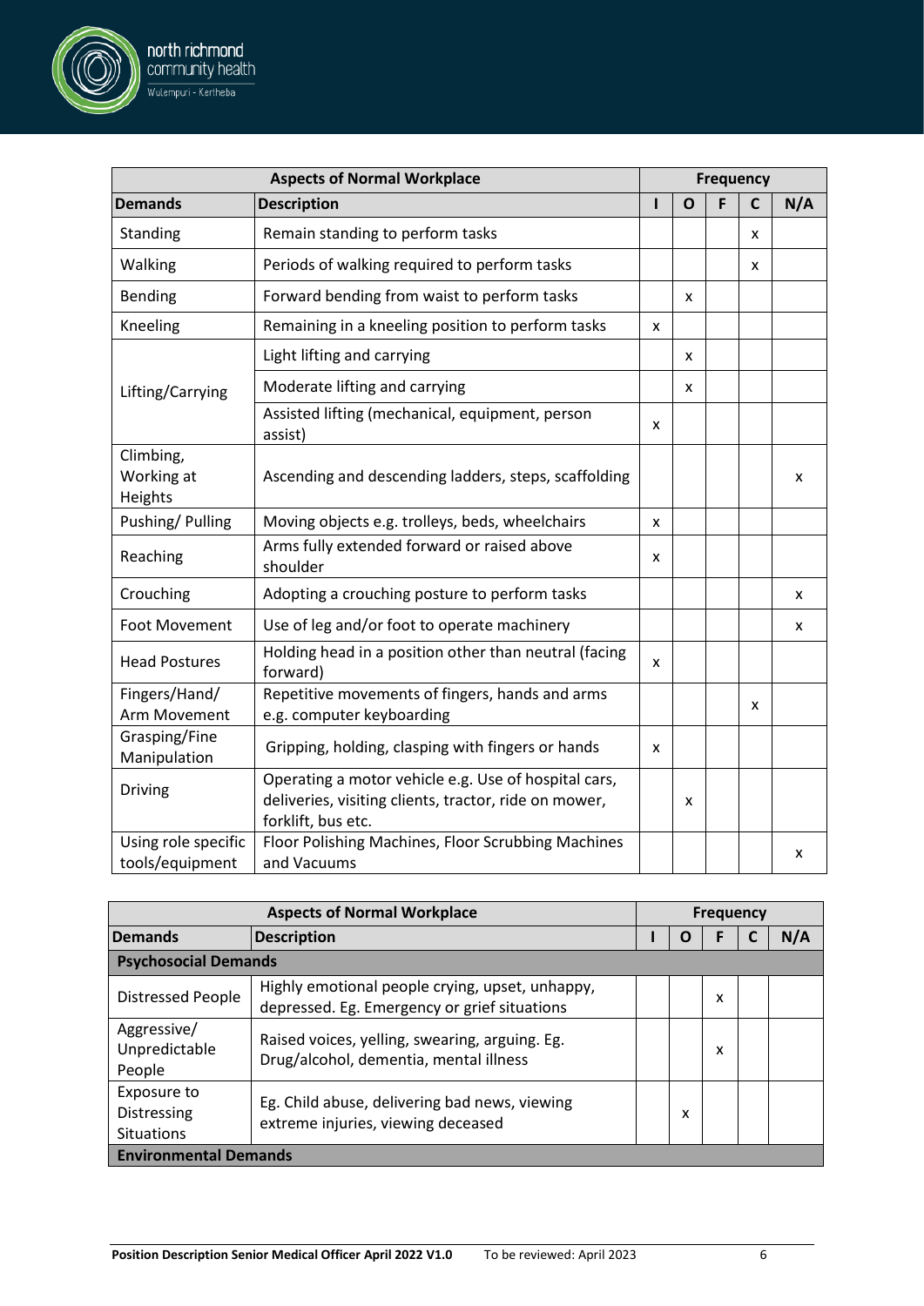| Aspects of Normal Workplace | | Frequency | | | | |
|---|---|---|---|---|---|---|
| **Demands** | **Description** | **I** | **O** | **F** | **C** | **N/A** |
| Standing | Remain standing to perform tasks | | | | x | |
| Walking | Periods of walking required to perform tasks | | | | x | |
| Bending | Forward bending from waist to perform tasks | | x | | | |
| Kneeling | Remaining in a kneeling position to perform tasks | x | | | | |
| Lifting/Carrying | Light lifting and carrying | | x | | | |
| | Moderate lifting and carrying | | x | | | |
| | Assisted lifting (mechanical, equipment, person assist) | x | | | | |
| Climbing, Working at Heights | Ascending and descending ladders, steps, scaffolding | | | | | x |
| Pushing/ Pulling | Moving objects e.g. trolleys, beds, wheelchairs | x | | | | |
| Reaching | Arms fully extended forward or raised above shoulder | x | | | | |
| Crouching | Adopting a crouching posture to perform tasks | | | | | x |
| Foot Movement | Use of leg and/or foot to operate machinery | | | | | x |
| Head Postures | Holding head in a position other than neutral (facing forward) | x | | | | |
| Fingers/Hand/ Arm Movement | Repetitive movements of fingers, hands and arms e.g. computer keyboarding | | | | x | |
| Grasping/Fine Manipulation | Gripping, holding, clasping with fingers or hands | x | | | | |
| Driving | Operating a motor vehicle e.g. Use of hospital cars, deliveries, visiting clients, tractor, ride on mower, forklift, bus etc. | | x | | | |
| Using role specific tools/equipment | Floor Polishing Machines, Floor Scrubbing Machines and Vacuums | | | | | x |

| Aspects of Normal Workplace | | Frequency | | | | |
|---|---|---|---|---|---|---|
| **Demands** | **Description** | **I** | **O** | **F** | **C** | **N/A** |
| **Psychosocial Demands** | | | | | | |
| Distressed People | Highly emotional people crying, upset, unhappy, depressed. Eg. Emergency or grief situations | | | x | | |
| Aggressive/ Unpredictable People | Raised voices, yelling, swearing, arguing. Eg. Drug/alcohol, dementia, mental illness | | | x | | |
| Exposure to Distressing Situations | Eg. Child abuse, delivering bad news, viewing extreme injuries, viewing deceased | | x | | | |
| **Environmental Demands** | | | | | | |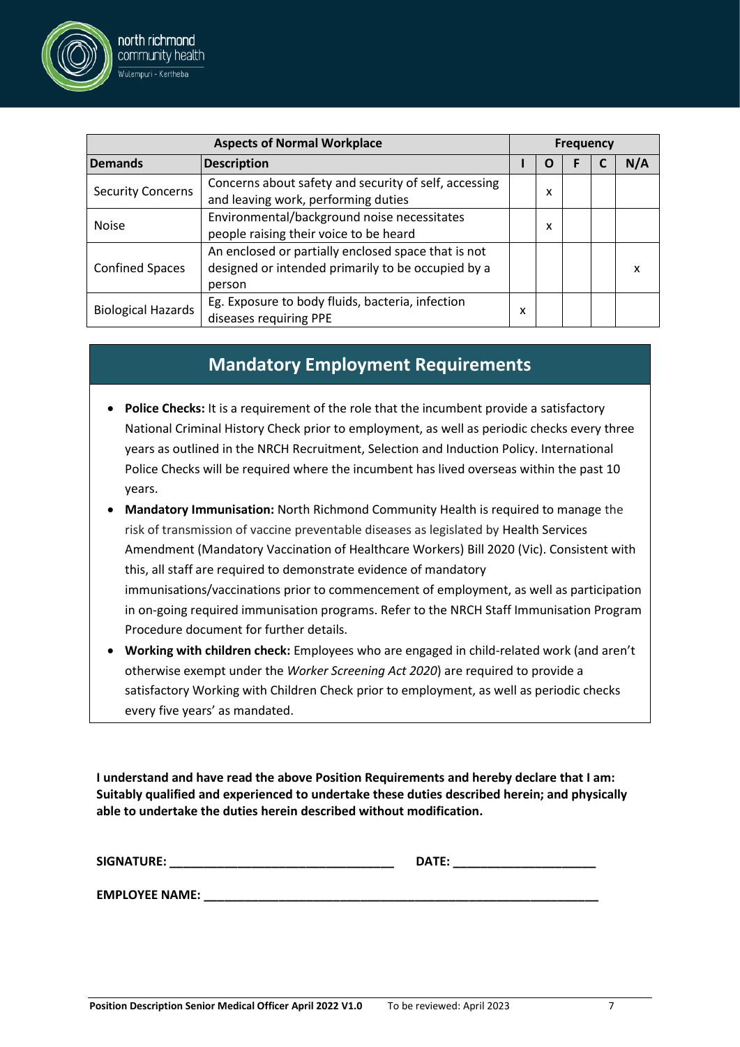| Aspects of Normal Workplace | | Frequency | | | | |
|---|---|---|---|---|---|---|
| **Demands** | **Description** | **I** | **O** | **F** | **C** | **N/A** |
| Security Concerns | Concerns about safety and security of self, accessing and leaving work, performing duties | | x | | | |
| Noise | Environmental/background noise necessitates people raising their voice to be heard | | x | | | |
| Confined Spaces | An enclosed or partially enclosed space that is not designed or intended primarily to be occupied by a person | | | | | x |
| Biological Hazards | Eg. Exposure to body fluids, bacteria, infection diseases requiring PPE | x | | | | |

## Mandatory Employment Requirements

- **Police Checks:** It is a requirement of the role that the incumbent provide a satisfactory National Criminal History Check prior to employment, as well as periodic checks every three years as outlined in the NRCH Recruitment, Selection and Induction Policy. International Police Checks will be required where the incumbent has lived overseas within the past 10 years.
- **Mandatory Immunisation:** North Richmond Community Health is required to manage the risk of transmission of vaccine preventable diseases as legislated by Health Services Amendment (Mandatory Vaccination of Healthcare Workers) Bill 2020 (Vic). Consistent with this, all staff are required to demonstrate evidence of mandatory immunisations/vaccinations prior to commencement of employment, as well as participation in on-going required immunisation programs. Refer to the NRCH Staff Immunisation Program Procedure document for further details.
- **Working with children check:** Employees who are engaged in child-related work (and aren't otherwise exempt under the *Worker Screening Act 2020*) are required to provide a satisfactory Working with Children Check prior to employment, as well as periodic checks every five years' as mandated.

**I understand and have read the above Position Requirements and hereby declare that I am: Suitably qualified and experienced to undertake these duties described herein; and physically able to undertake the duties herein described without modification.**

**SIGNATURE:** ________________________________ **DATE:** ____________________

**EMPLOYEE NAME:** ________________________________________________________